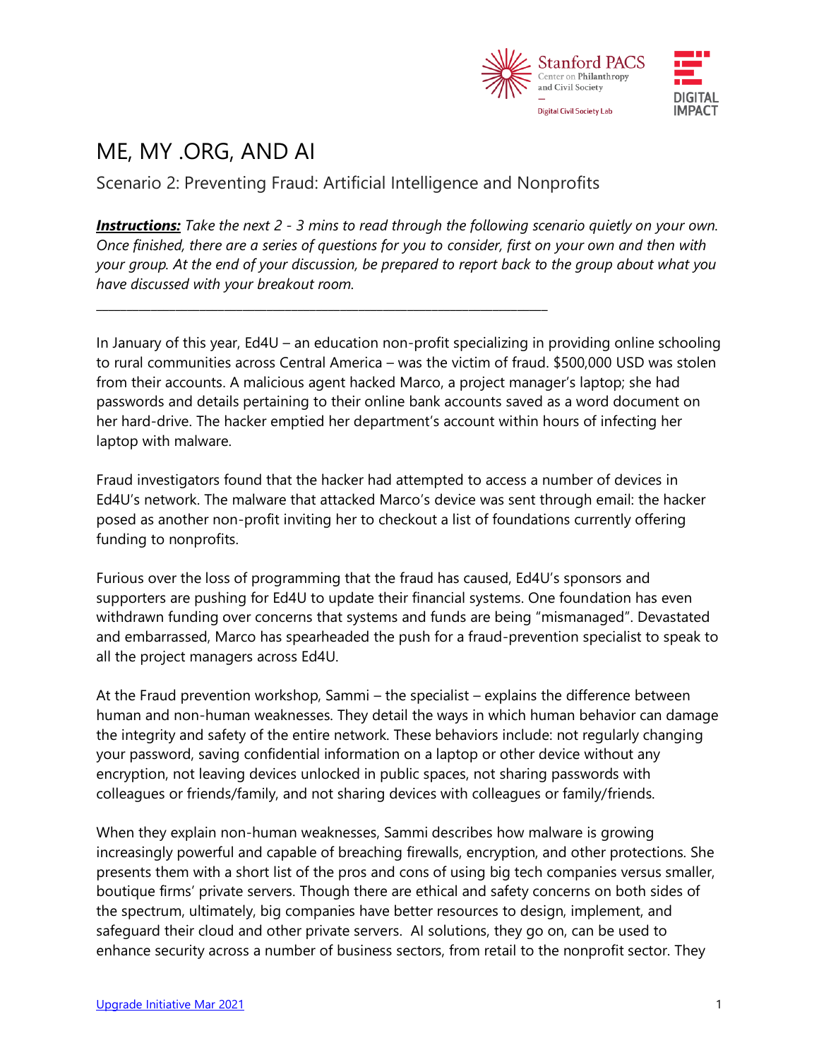# ME, MY .ORG, AND AI

## Scenario 2: Preventing Fraud: Artificial Intelligence and Nonprofits

***Instructions:*** *Take the next 2 - 3 mins to read through the following scenario quietly on your own. Once finished, there are a series of questions for you to consider, first on your own and then with your group. At the end of your discussion, be prepared to report back to the group about what you have discussed with your breakout room.*

---

In January of this year, Ed4U – an education non-profit specializing in providing online schooling to rural communities across Central America – was the victim of fraud. $500,000 USD was stolen from their accounts. A malicious agent hacked Marco, a project manager's laptop; she had passwords and details pertaining to their online bank accounts saved as a word document on her hard-drive. The hacker emptied her department's account within hours of infecting her laptop with malware.

Fraud investigators found that the hacker had attempted to access a number of devices in Ed4U's network. The malware that attacked Marco's device was sent through email: the hacker posed as another non-profit inviting her to checkout a list of foundations currently offering funding to nonprofits.

Furious over the loss of programming that the fraud has caused, Ed4U's sponsors and supporters are pushing for Ed4U to update their financial systems. One foundation has even withdrawn funding over concerns that systems and funds are being "mismanaged". Devastated and embarrassed, Marco has spearheaded the push for a fraud-prevention specialist to speak to all the project managers across Ed4U.

At the Fraud prevention workshop, Sammi – the specialist – explains the difference between human and non-human weaknesses. They detail the ways in which human behavior can damage the integrity and safety of the entire network. These behaviors include: not regularly changing your password, saving confidential information on a laptop or other device without any encryption, not leaving devices unlocked in public spaces, not sharing passwords with colleagues or friends/family, and not sharing devices with colleagues or family/friends.

When they explain non-human weaknesses, Sammi describes how malware is growing increasingly powerful and capable of breaching firewalls, encryption, and other protections. She presents them with a short list of the pros and cons of using big tech companies versus smaller, boutique firms' private servers. Though there are ethical and safety concerns on both sides of the spectrum, ultimately, big companies have better resources to design, implement, and safeguard their cloud and other private servers. AI solutions, they go on, can be used to enhance security across a number of business sectors, from retail to the nonprofit sector. They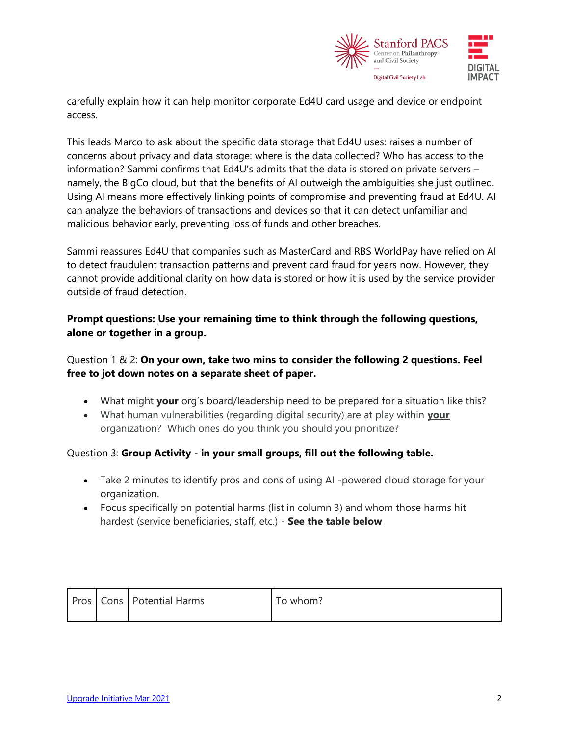carefully explain how it can help monitor corporate Ed4U card usage and device or endpoint access.

This leads Marco to ask about the specific data storage that Ed4U uses: raises a number of concerns about privacy and data storage: where is the data collected? Who has access to the information? Sammi confirms that Ed4U's admits that the data is stored on private servers – namely, the BigCo cloud, but that the benefits of AI outweigh the ambiguities she just outlined. Using AI means more effectively linking points of compromise and preventing fraud at Ed4U. AI can analyze the behaviors of transactions and devices so that it can detect unfamiliar and malicious behavior early, preventing loss of funds and other breaches.

Sammi reassures Ed4U that companies such as MasterCard and RBS WorldPay have relied on AI to detect fraudulent transaction patterns and prevent card fraud for years now. However, they cannot provide additional clarity on how data is stored or how it is used by the service provider outside of fraud detection.

**Prompt questions: Use your remaining time to think through the following questions, alone or together in a group.**

Question 1 & 2: **On your own, take two mins to consider the following 2 questions. Feel free to jot down notes on a separate sheet of paper.**

- What might **your** org's board/leadership need to be prepared for a situation like this?
- What human vulnerabilities (regarding digital security) are at play within **your** organization? Which ones do you think you should you prioritize?

Question 3: **Group Activity - in your small groups, fill out the following table.**

- Take 2 minutes to identify pros and cons of using AI -powered cloud storage for your organization.
- Focus specifically on potential harms (list in column 3) and whom those harms hit hardest (service beneficiaries, staff, etc.) - **See the table below**

| Pros | Cons | Potential Harms | To whom? |
|---|---|---|---|

Upgrade Initiative Mar 2021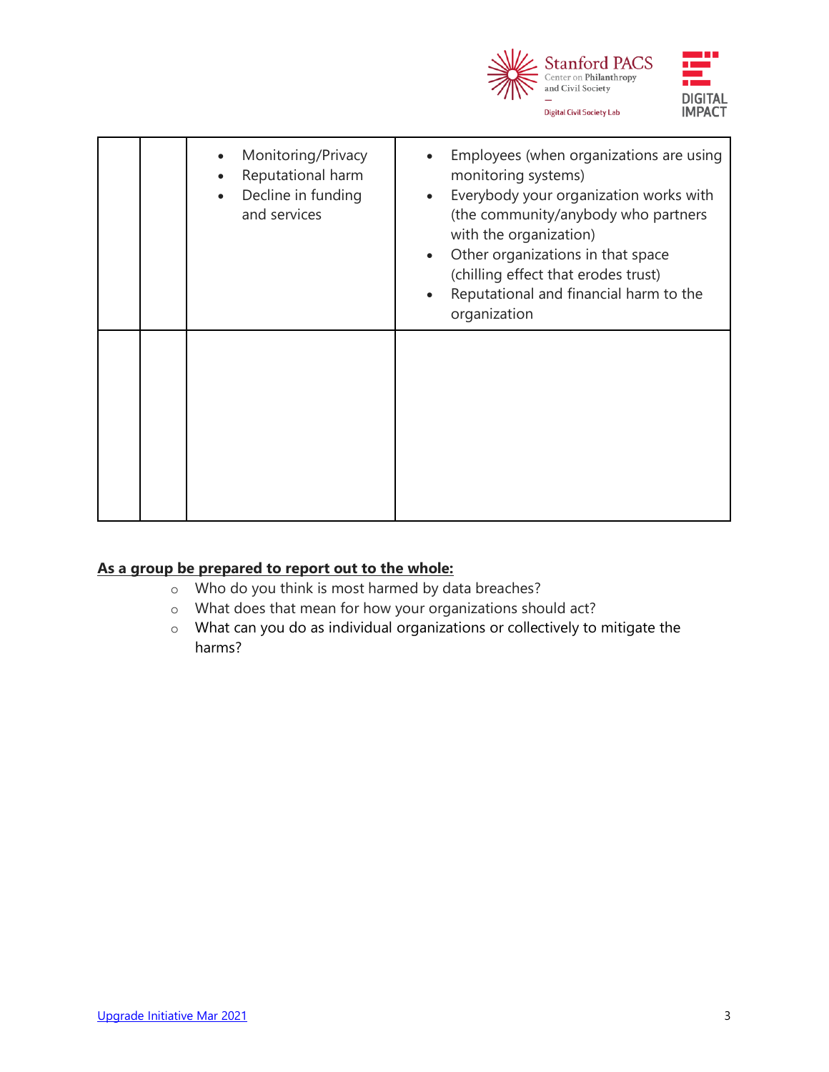| | | | |
|---|---|---|---|
| | | • Monitoring/Privacy<br>• Reputational harm<br>• Decline in funding and services | • Employees (when organizations are using monitoring systems)<br>• Everybody your organization works with (the community/anybody who partners with the organization)<br>• Other organizations in that space (chilling effect that erodes trust)<br>• Reputational and financial harm to the organization |
| | | | |

**As a group be prepared to report out to the whole:**

- Who do you think is most harmed by data breaches?
- What does that mean for how your organizations should act?
- What can you do as individual organizations or collectively to mitigate the harms?